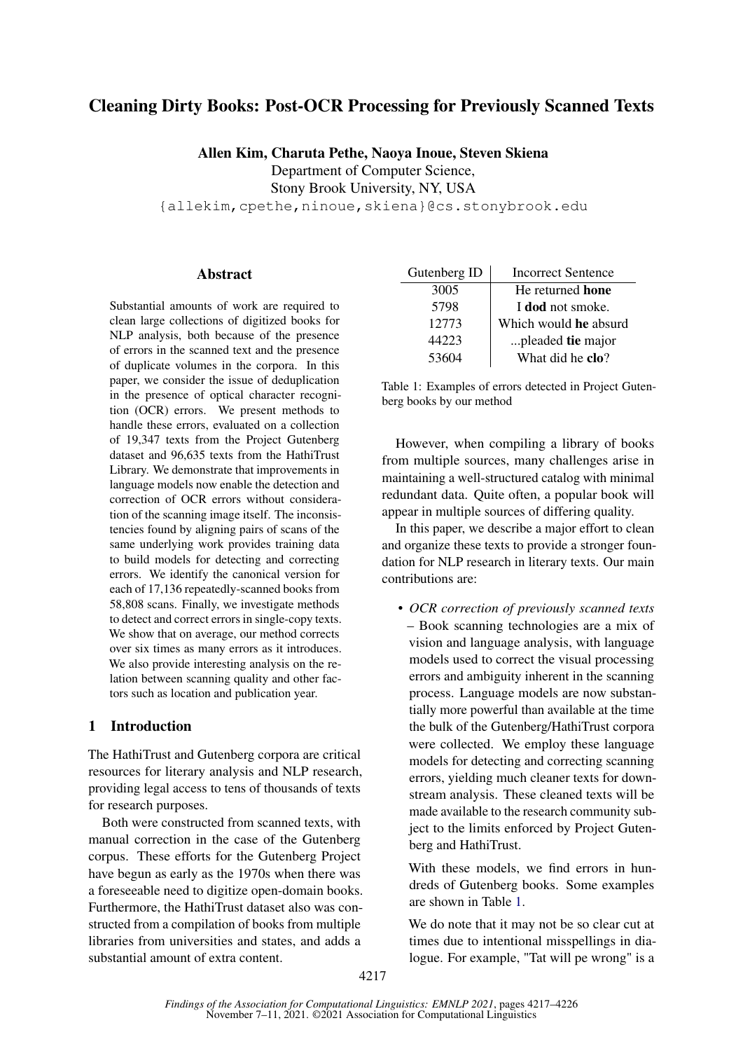# Cleaning Dirty Books: Post-OCR Processing for Previously Scanned Texts

**Allen Kim, Charuta Pethe, Naoya Inoue, Steven Skiena**

Department of Computer Science,
Stony Brook University, NY, USA

{allekim,cpethe,ninoue,skiena}@cs.stonybrook.edu

## Abstract

Substantial amounts of work are required to clean large collections of digitized books for NLP analysis, both because of the presence of errors in the scanned text and the presence of duplicate volumes in the corpora. In this paper, we consider the issue of deduplication in the presence of optical character recognition (OCR) errors. We present methods to handle these errors, evaluated on a collection of 19,347 texts from the Project Gutenberg dataset and 96,635 texts from the HathiTrust Library. We demonstrate that improvements in language models now enable the detection and correction of OCR errors without consideration of the scanning image itself. The inconsistencies found by aligning pairs of scans of the same underlying work provides training data to build models for detecting and correcting errors. We identify the canonical version for each of 17,136 repeatedly-scanned books from 58,808 scans. Finally, we investigate methods to detect and correct errors in single-copy texts. We show that on average, our method corrects over six times as many errors as it introduces. We also provide interesting analysis on the relation between scanning quality and other factors such as location and publication year.

## 1 Introduction

The HathiTrust and Gutenberg corpora are critical resources for literary analysis and NLP research, providing legal access to tens of thousands of texts for research purposes.

Both were constructed from scanned texts, with manual correction in the case of the Gutenberg corpus. These efforts for the Gutenberg Project have begun as early as the 1970s when there was a foreseeable need to digitize open-domain books. Furthermore, the HathiTrust dataset also was constructed from a compilation of books from multiple libraries from universities and states, and adds a substantial amount of extra content.

| Gutenberg ID | Incorrect Sentence |
|---|---|
| 3005 | He returned **hone** |
| 5798 | I **dod** not smoke. |
| 12773 | Which would **he** absurd |
| 44223 | ...pleaded **tie** major |
| 53604 | What did he **clo**? |

Table 1: Examples of errors detected in Project Gutenberg books by our method

However, when compiling a library of books from multiple sources, many challenges arise in maintaining a well-structured catalog with minimal redundant data. Quite often, a popular book will appear in multiple sources of differing quality.

In this paper, we describe a major effort to clean and organize these texts to provide a stronger foundation for NLP research in literary texts. Our main contributions are:

- *OCR correction of previously scanned texts* – Book scanning technologies are a mix of vision and language analysis, with language models used to correct the visual processing errors and ambiguity inherent in the scanning process. Language models are now substantially more powerful than available at the time the bulk of the Gutenberg/HathiTrust corpora were collected. We employ these language models for detecting and correcting scanning errors, yielding much cleaner texts for downstream analysis. These cleaned texts will be made available to the research community subject to the limits enforced by Project Gutenberg and HathiTrust.

  With these models, we find errors in hundreds of Gutenberg books. Some examples are shown in Table 1.

  We do note that it may not be so clear cut at times due to intentional misspellings in dialogue. For example, "Tat will pe wrong" is a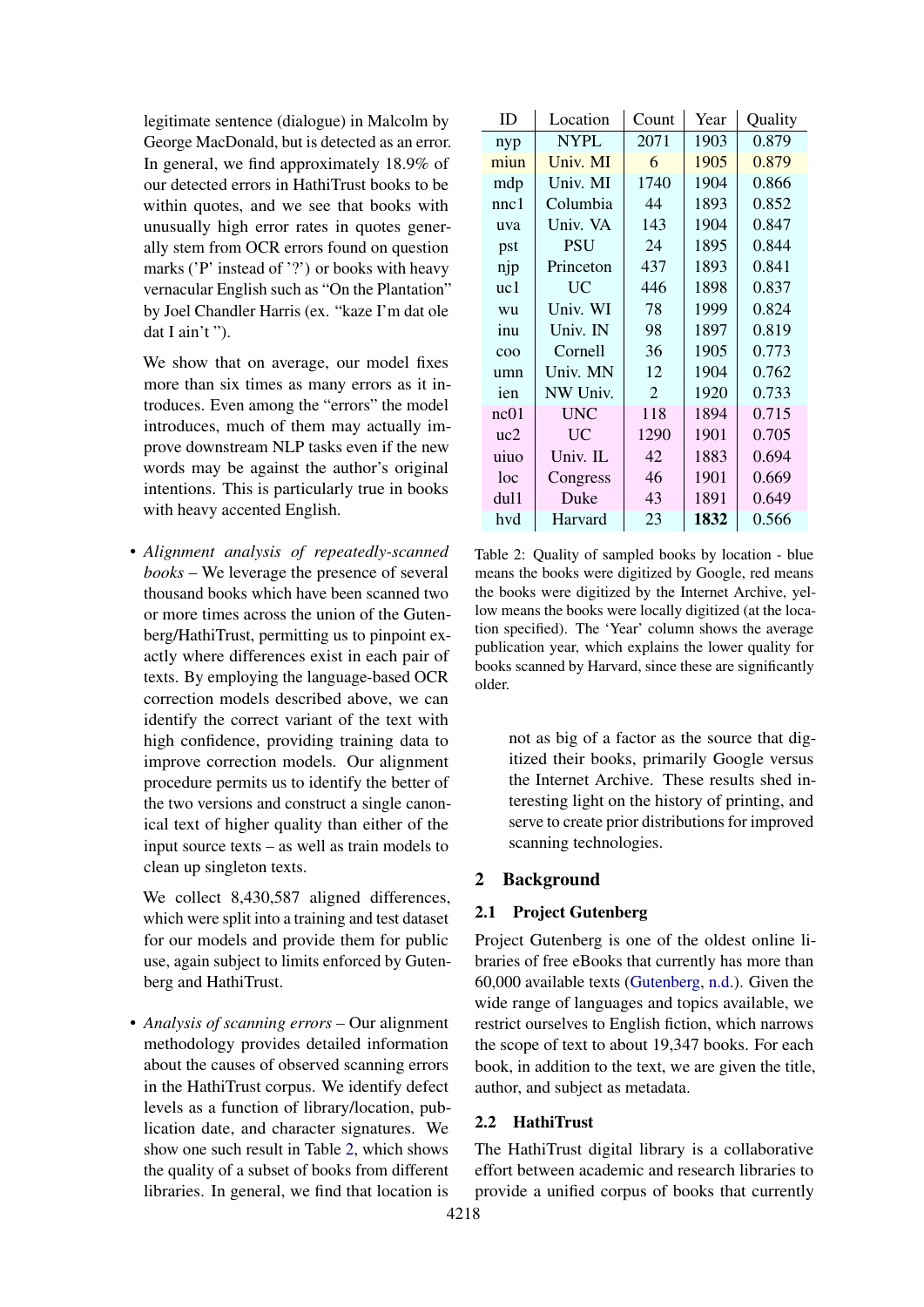legitimate sentence (dialogue) in Malcolm by George MacDonald, but is detected as an error. In general, we find approximately 18.9% of our detected errors in HathiTrust books to be within quotes, and we see that books with unusually high error rates in quotes generally stem from OCR errors found on question marks ('P' instead of '?') or books with heavy vernacular English such as "On the Plantation" by Joel Chandler Harris (ex. "kaze I'm dat ole dat I ain't ").

We show that on average, our model fixes more than six times as many errors as it introduces. Even among the "errors" the model introduces, much of them may actually improve downstream NLP tasks even if the new words may be against the author's original intentions. This is particularly true in books with heavy accented English.

- *Alignment analysis of repeatedly-scanned books* – We leverage the presence of several thousand books which have been scanned two or more times across the union of the Gutenberg/HathiTrust, permitting us to pinpoint exactly where differences exist in each pair of texts. By employing the language-based OCR correction models described above, we can identify the correct variant of the text with high confidence, providing training data to improve correction models. Our alignment procedure permits us to identify the better of the two versions and construct a single canonical text of higher quality than either of the input source texts – as well as train models to clean up singleton texts.

  We collect 8,430,587 aligned differences, which were split into a training and test dataset for our models and provide them for public use, again subject to limits enforced by Gutenberg and HathiTrust.

- *Analysis of scanning errors* – Our alignment methodology provides detailed information about the causes of observed scanning errors in the HathiTrust corpus. We identify defect levels as a function of library/location, publication date, and character signatures. We show one such result in Table 2, which shows the quality of a subset of books from different libraries. In general, we find that location is not as big of a factor as the source that digitized their books, primarily Google versus the Internet Archive. These results shed interesting light on the history of printing, and serve to create prior distributions for improved scanning technologies.

| ID | Location | Count | Year | Quality |
|---|---|---|---|---|
| nyp | NYPL | 2071 | 1903 | 0.879 |
| miun | Univ. MI | 6 | 1905 | 0.879 |
| mdp | Univ. MI | 1740 | 1904 | 0.866 |
| nnc1 | Columbia | 44 | 1893 | 0.852 |
| uva | Univ. VA | 143 | 1904 | 0.847 |
| pst | PSU | 24 | 1895 | 0.844 |
| njp | Princeton | 437 | 1893 | 0.841 |
| uc1 | UC | 446 | 1898 | 0.837 |
| wu | Univ. WI | 78 | 1999 | 0.824 |
| inu | Univ. IN | 98 | 1897 | 0.819 |
| coo | Cornell | 36 | 1905 | 0.773 |
| umn | Univ. MN | 12 | 1904 | 0.762 |
| ien | NW Univ. | 2 | 1920 | 0.733 |
| nc01 | UNC | 118 | 1894 | 0.715 |
| uc2 | UC | 1290 | 1901 | 0.705 |
| uiuo | Univ. IL | 42 | 1883 | 0.694 |
| loc | Congress | 46 | 1901 | 0.669 |
| dul1 | Duke | 43 | 1891 | 0.649 |
| hvd | Harvard | 23 | **1832** | 0.566 |

Table 2: Quality of sampled books by location - blue means the books were digitized by Google, red means the books were digitized by the Internet Archive, yellow means the books were locally digitized (at the location specified). The 'Year' column shows the average publication year, which explains the lower quality for books scanned by Harvard, since these are significantly older.

## 2 Background

### 2.1 Project Gutenberg

Project Gutenberg is one of the oldest online libraries of free eBooks that currently has more than 60,000 available texts (Gutenberg, n.d.). Given the wide range of languages and topics available, we restrict ourselves to English fiction, which narrows the scope of text to about 19,347 books. For each book, in addition to the text, we are given the title, author, and subject as metadata.

### 2.2 HathiTrust

The HathiTrust digital library is a collaborative effort between academic and research libraries to provide a unified corpus of books that currently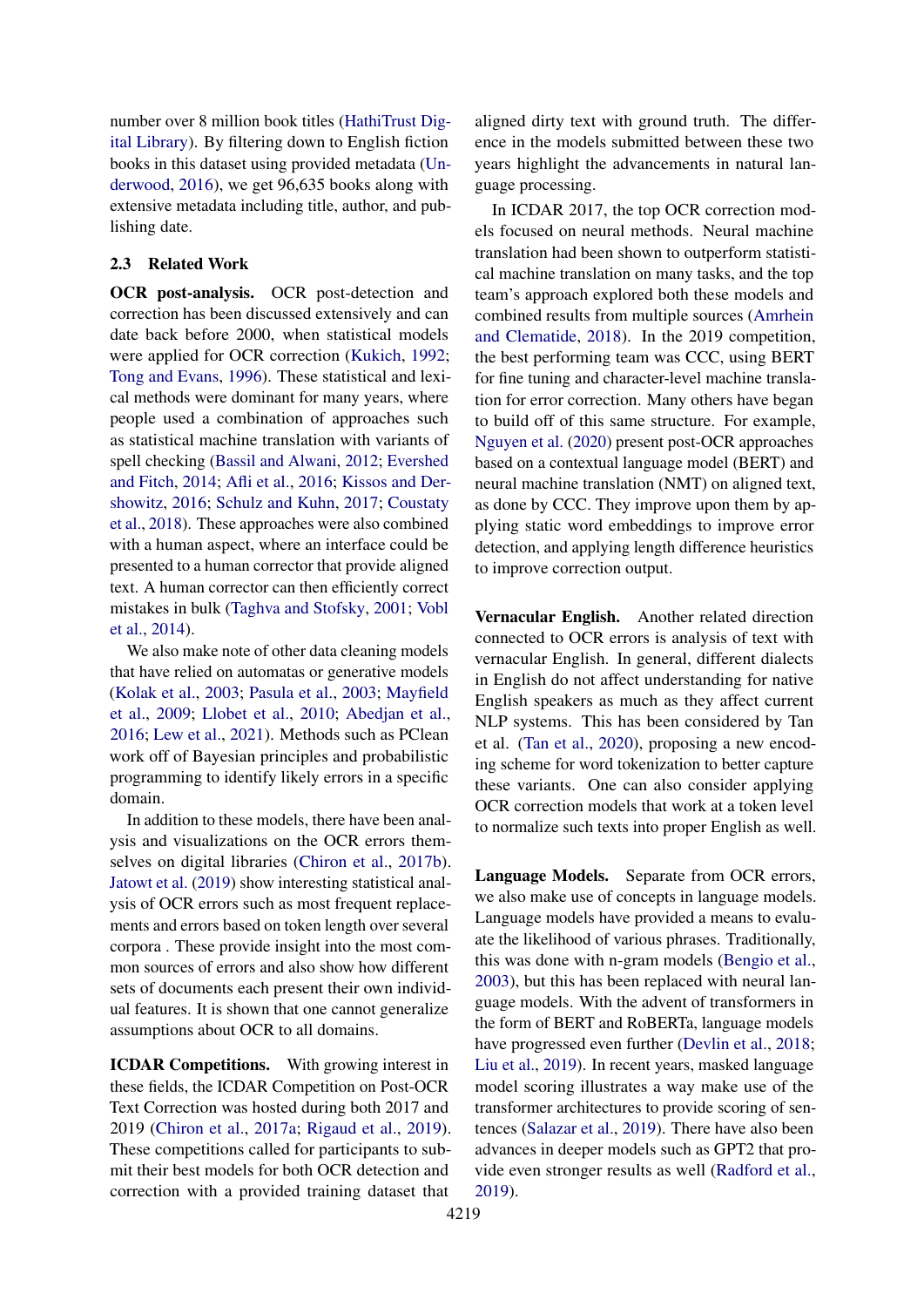number over 8 million book titles (HathiTrust Digital Library). By filtering down to English fiction books in this dataset using provided metadata (Underwood, 2016), we get 96,635 books along with extensive metadata including title, author, and publishing date.

### 2.3 Related Work

**OCR post-analysis.** OCR post-detection and correction has been discussed extensively and can date back before 2000, when statistical models were applied for OCR correction (Kukich, 1992; Tong and Evans, 1996). These statistical and lexical methods were dominant for many years, where people used a combination of approaches such as statistical machine translation with variants of spell checking (Bassil and Alwani, 2012; Evershed and Fitch, 2014; Afli et al., 2016; Kissos and Dershowitz, 2016; Schulz and Kuhn, 2017; Coustaty et al., 2018). These approaches were also combined with a human aspect, where an interface could be presented to a human corrector that provide aligned text. A human corrector can then efficiently correct mistakes in bulk (Taghva and Stofsky, 2001; Vobl et al., 2014).

We also make note of other data cleaning models that have relied on automatas or generative models (Kolak et al., 2003; Pasula et al., 2003; Mayfield et al., 2009; Llobet et al., 2010; Abedjan et al., 2016; Lew et al., 2021). Methods such as PClean work off of Bayesian principles and probabilistic programming to identify likely errors in a specific domain.

In addition to these models, there have been analysis and visualizations on the OCR errors themselves on digital libraries (Chiron et al., 2017b). Jatowt et al. (2019) show interesting statistical analysis of OCR errors such as most frequent replacements and errors based on token length over several corpora . These provide insight into the most common sources of errors and also show how different sets of documents each present their own individual features. It is shown that one cannot generalize assumptions about OCR to all domains.

**ICDAR Competitions.** With growing interest in these fields, the ICDAR Competition on Post-OCR Text Correction was hosted during both 2017 and 2019 (Chiron et al., 2017a; Rigaud et al., 2019). These competitions called for participants to submit their best models for both OCR detection and correction with a provided training dataset that aligned dirty text with ground truth. The difference in the models submitted between these two years highlight the advancements in natural language processing.

In ICDAR 2017, the top OCR correction models focused on neural methods. Neural machine translation had been shown to outperform statistical machine translation on many tasks, and the top team's approach explored both these models and combined results from multiple sources (Amrhein and Clematide, 2018). In the 2019 competition, the best performing team was CCC, using BERT for fine tuning and character-level machine translation for error correction. Many others have began to build off of this same structure. For example, Nguyen et al. (2020) present post-OCR approaches based on a contextual language model (BERT) and neural machine translation (NMT) on aligned text, as done by CCC. They improve upon them by applying static word embeddings to improve error detection, and applying length difference heuristics to improve correction output.

**Vernacular English.** Another related direction connected to OCR errors is analysis of text with vernacular English. In general, different dialects in English do not affect understanding for native English speakers as much as they affect current NLP systems. This has been considered by Tan et al. (Tan et al., 2020), proposing a new encoding scheme for word tokenization to better capture these variants. One can also consider applying OCR correction models that work at a token level to normalize such texts into proper English as well.

**Language Models.** Separate from OCR errors, we also make use of concepts in language models. Language models have provided a means to evaluate the likelihood of various phrases. Traditionally, this was done with n-gram models (Bengio et al., 2003), but this has been replaced with neural language models. With the advent of transformers in the form of BERT and RoBERTa, language models have progressed even further (Devlin et al., 2018; Liu et al., 2019). In recent years, masked language model scoring illustrates a way make use of the transformer architectures to provide scoring of sentences (Salazar et al., 2019). There have also been advances in deeper models such as GPT2 that provide even stronger results as well (Radford et al., 2019).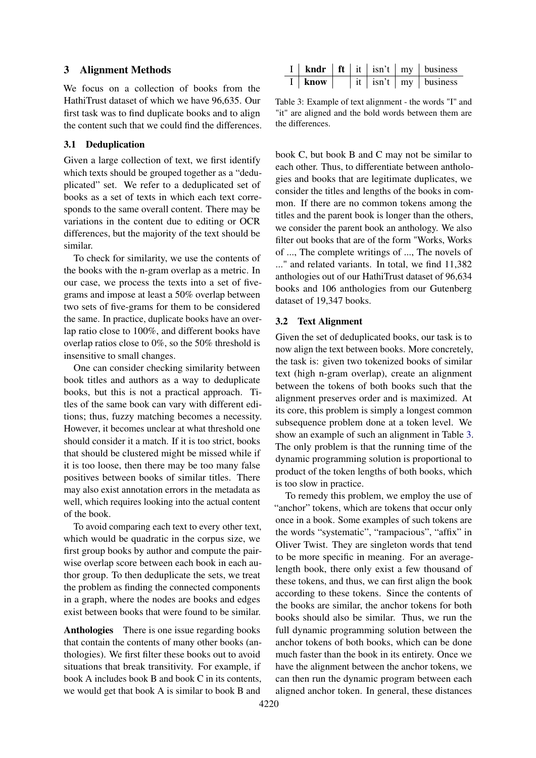## 3 Alignment Methods

We focus on a collection of books from the HathiTrust dataset of which we have 96,635. Our first task was to find duplicate books and to align the content such that we could find the differences.

### 3.1 Deduplication

Given a large collection of text, we first identify which texts should be grouped together as a "deduplicated" set. We refer to a deduplicated set of books as a set of texts in which each text corresponds to the same overall content. There may be variations in the content due to editing or OCR differences, but the majority of the text should be similar.

To check for similarity, we use the contents of the books with the n-gram overlap as a metric. In our case, we process the texts into a set of five-grams and impose at least a 50% overlap between two sets of five-grams for them to be considered the same. In practice, duplicate books have an overlap ratio close to 100%, and different books have overlap ratios close to 0%, so the 50% threshold is insensitive to small changes.

One can consider checking similarity between book titles and authors as a way to deduplicate books, but this is not a practical approach. Titles of the same book can vary with different editions; thus, fuzzy matching becomes a necessity. However, it becomes unclear at what threshold one should consider it a match. If it is too strict, books that should be clustered might be missed while if it is too loose, then there may be too many false positives between books of similar titles. There may also exist annotation errors in the metadata as well, which requires looking into the actual content of the book.

To avoid comparing each text to every other text, which would be quadratic in the corpus size, we first group books by author and compute the pairwise overlap score between each book in each author group. To then deduplicate the sets, we treat the problem as finding the connected components in a graph, where the nodes are books and edges exist between books that were found to be similar.

**Anthologies** There is one issue regarding books that contain the contents of many other books (anthologies). We first filter these books out to avoid situations that break transitivity. For example, if book A includes book B and book C in its contents, we would get that book A is similar to book B and book C, but book B and C may not be similar to each other. Thus, to differentiate between anthologies and books that are legitimate duplicates, we consider the titles and lengths of the books in common. If there are no common tokens among the titles and the parent book is longer than the others, we consider the parent book an anthology. We also filter out books that are of the form "Works, Works of ..., The complete writings of ..., The novels of ..." and related variants. In total, we find 11,382 anthologies out of our HathiTrust dataset of 96,634 books and 106 anthologies from our Gutenberg dataset of 19,347 books.

| I | **kndr** | **ft** | it | isn't | my | business |
|---|---|---|---|---|---|---|
| I | **know** | | it | isn't | my | business |

Table 3: Example of text alignment - the words "I" and "it" are aligned and the bold words between them are the differences.

### 3.2 Text Alignment

Given the set of deduplicated books, our task is to now align the text between books. More concretely, the task is: given two tokenized books of similar text (high n-gram overlap), create an alignment between the tokens of both books such that the alignment preserves order and is maximized. At its core, this problem is simply a longest common subsequence problem done at a token level. We show an example of such an alignment in Table 3. The only problem is that the running time of the dynamic programming solution is proportional to product of the token lengths of both books, which is too slow in practice.

To remedy this problem, we employ the use of "anchor" tokens, which are tokens that occur only once in a book. Some examples of such tokens are the words "systematic", "rampacious", "affix" in Oliver Twist. They are singleton words that tend to be more specific in meaning. For an average-length book, there only exist a few thousand of these tokens, and thus, we can first align the book according to these tokens. Since the contents of the books are similar, the anchor tokens for both books should also be similar. Thus, we run the full dynamic programming solution between the anchor tokens of both books, which can be done much faster than the book in its entirety. Once we have the alignment between the anchor tokens, we can then run the dynamic program between each aligned anchor token. In general, these distances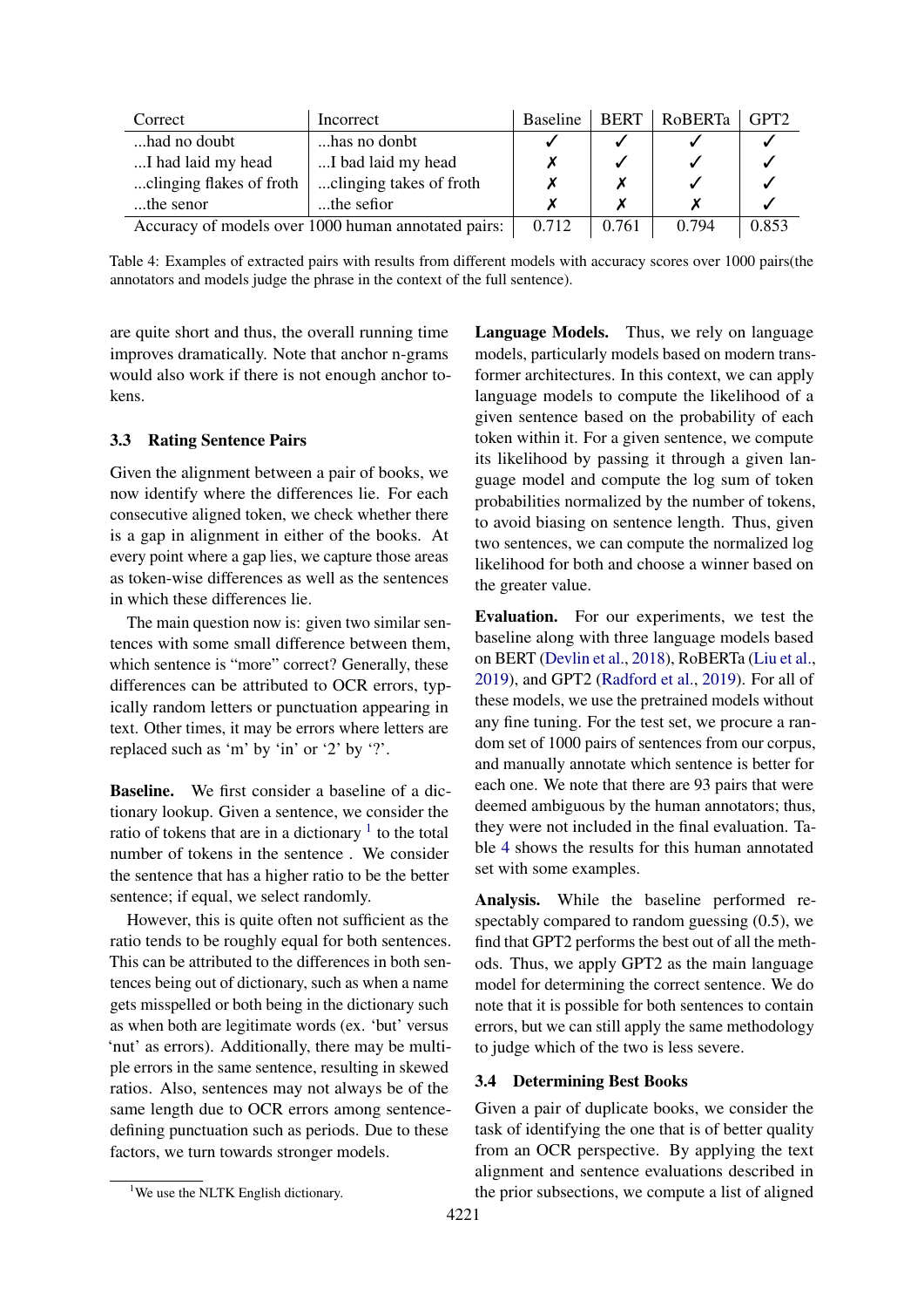| Correct | Incorrect | Baseline | BERT | RoBERTa | GPT2 |
|---|---|---|---|---|---|
| ...had no doubt | ...has no donbt | ✓ | ✓ | ✓ | ✓ |
| ...I had laid my head | ...I bad laid my head | ✗ | ✓ | ✓ | ✓ |
| ...clinging flakes of froth | ...clinging takes of froth | ✗ | ✗ | ✓ | ✓ |
| ...the senor | ...the sefior | ✗ | ✗ | ✗ | ✓ |
| Accuracy of models over 1000 human annotated pairs: | | 0.712 | 0.761 | 0.794 | 0.853 |

Table 4: Examples of extracted pairs with results from different models with accuracy scores over 1000 pairs(the annotators and models judge the phrase in the context of the full sentence).

are quite short and thus, the overall running time improves dramatically. Note that anchor n-grams would also work if there is not enough anchor tokens.

### 3.3 Rating Sentence Pairs

Given the alignment between a pair of books, we now identify where the differences lie. For each consecutive aligned token, we check whether there is a gap in alignment in either of the books. At every point where a gap lies, we capture those areas as token-wise differences as well as the sentences in which these differences lie.

The main question now is: given two similar sentences with some small difference between them, which sentence is "more" correct? Generally, these differences can be attributed to OCR errors, typically random letters or punctuation appearing in text. Other times, it may be errors where letters are replaced such as 'm' by 'in' or '2' by '?'.

**Baseline.** We first consider a baseline of a dictionary lookup. Given a sentence, we consider the ratio of tokens that are in a dictionary [1] to the total number of tokens in the sentence . We consider the sentence that has a higher ratio to be the better sentence; if equal, we select randomly.

However, this is quite often not sufficient as the ratio tends to be roughly equal for both sentences. This can be attributed to the differences in both sentences being out of dictionary, such as when a name gets misspelled or both being in the dictionary such as when both are legitimate words (ex. 'but' versus 'nut' as errors). Additionally, there may be multiple errors in the same sentence, resulting in skewed ratios. Also, sentences may not always be of the same length due to OCR errors among sentence-defining punctuation such as periods. Due to these factors, we turn towards stronger models.

[1] We use the NLTK English dictionary.

**Language Models.** Thus, we rely on language models, particularly models based on modern transformer architectures. In this context, we can apply language models to compute the likelihood of a given sentence based on the probability of each token within it. For a given sentence, we compute its likelihood by passing it through a given language model and compute the log sum of token probabilities normalized by the number of tokens, to avoid biasing on sentence length. Thus, given two sentences, we can compute the normalized log likelihood for both and choose a winner based on the greater value.

**Evaluation.** For our experiments, we test the baseline along with three language models based on BERT (Devlin et al., 2018), RoBERTa (Liu et al., 2019), and GPT2 (Radford et al., 2019). For all of these models, we use the pretrained models without any fine tuning. For the test set, we procure a random set of 1000 pairs of sentences from our corpus, and manually annotate which sentence is better for each one. We note that there are 93 pairs that were deemed ambiguous by the human annotators; thus, they were not included in the final evaluation. Table 4 shows the results for this human annotated set with some examples.

**Analysis.** While the baseline performed respectably compared to random guessing (0.5), we find that GPT2 performs the best out of all the methods. Thus, we apply GPT2 as the main language model for determining the correct sentence. We do note that it is possible for both sentences to contain errors, but we can still apply the same methodology to judge which of the two is less severe.

### 3.4 Determining Best Books

Given a pair of duplicate books, we consider the task of identifying the one that is of better quality from an OCR perspective. By applying the text alignment and sentence evaluations described in the prior subsections, we compute a list of aligned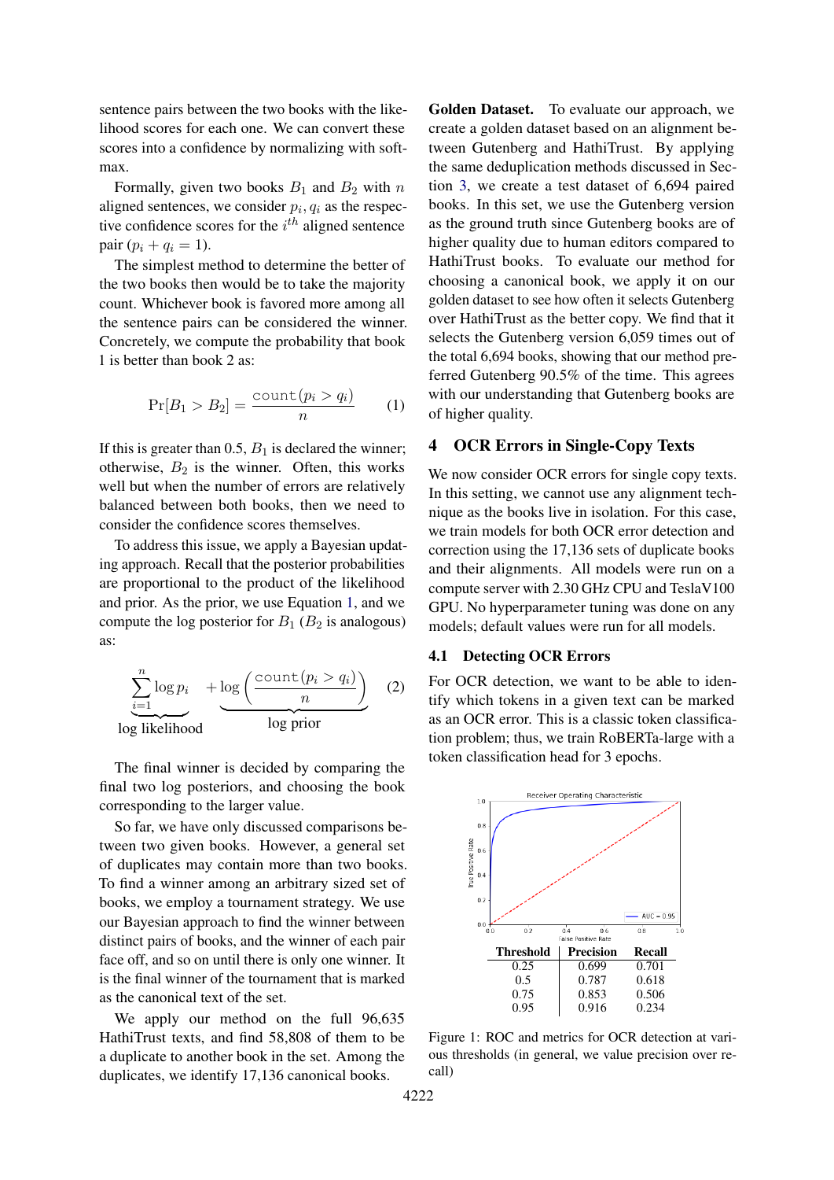sentence pairs between the two books with the likelihood scores for each one. We can convert these scores into a confidence by normalizing with softmax.

Formally, given two books $B_1$ and $B_2$ with $n$ aligned sentences, we consider $p_i, q_i$ as the respective confidence scores for the $i^{th}$ aligned sentence pair ($p_i + q_i = 1$).

The simplest method to determine the better of the two books then would be to take the majority count. Whichever book is favored more among all the sentence pairs can be considered the winner. Concretely, we compute the probability that book 1 is better than book 2 as:

$$\Pr[B_1 > B_2] = \frac{\texttt{count}(p_i > q_i)}{n} \tag{1}$$

If this is greater than 0.5, $B_1$ is declared the winner; otherwise, $B_2$ is the winner. Often, this works well but when the number of errors are relatively balanced between both books, then we need to consider the confidence scores themselves.

To address this issue, we apply a Bayesian updating approach. Recall that the posterior probabilities are proportional to the product of the likelihood and prior. As the prior, we use Equation 1, and we compute the log posterior for $B_1$ ($B_2$ is analogous) as:

$$\underbrace{\sum_{i=1}^{n} \log p_i}_{\text{log likelihood}} + \underbrace{\log\left(\frac{\texttt{count}(p_i > q_i)}{n}\right)}_{\text{log prior}} \tag{2}$$

The final winner is decided by comparing the final two log posteriors, and choosing the book corresponding to the larger value.

So far, we have only discussed comparisons between two given books. However, a general set of duplicates may contain more than two books. To find a winner among an arbitrary sized set of books, we employ a tournament strategy. We use our Bayesian approach to find the winner between distinct pairs of books, and the winner of each pair face off, and so on until there is only one winner. It is the final winner of the tournament that is marked as the canonical text of the set.

We apply our method on the full 96,635 HathiTrust texts, and find 58,808 of them to be a duplicate to another book in the set. Among the duplicates, we identify 17,136 canonical books.

**Golden Dataset.** To evaluate our approach, we create a golden dataset based on an alignment between Gutenberg and HathiTrust. By applying the same deduplication methods discussed in Section 3, we create a test dataset of 6,694 paired books. In this set, we use the Gutenberg version as the ground truth since Gutenberg books are of higher quality due to human editors compared to HathiTrust books. To evaluate our method for choosing a canonical book, we apply it on our golden dataset to see how often it selects Gutenberg over HathiTrust as the better copy. We find that it selects the Gutenberg version 6,059 times out of the total 6,694 books, showing that our method preferred Gutenberg 90.5% of the time. This agrees with our understanding that Gutenberg books are of higher quality.

## 4 OCR Errors in Single-Copy Texts

We now consider OCR errors for single copy texts. In this setting, we cannot use any alignment technique as the books live in isolation. For this case, we train models for both OCR error detection and correction using the 17,136 sets of duplicate books and their alignments. All models were run on a compute server with 2.30 GHz CPU and TeslaV100 GPU. No hyperparameter tuning was done on any models; default values were run for all models.

### 4.1 Detecting OCR Errors

For OCR detection, we want to be able to identify which tokens in a given text can be marked as an OCR error. This is a classic token classification problem; thus, we train RoBERTa-large with a token classification head for 3 epochs.

| Threshold | Precision | Recall |
|---|---|---|
| 0.25 | 0.699 | 0.701 |
| 0.5 | 0.787 | 0.618 |
| 0.75 | 0.853 | 0.506 |
| 0.95 | 0.916 | 0.234 |

Figure 1: ROC and metrics for OCR detection at various thresholds (in general, we value precision over recall)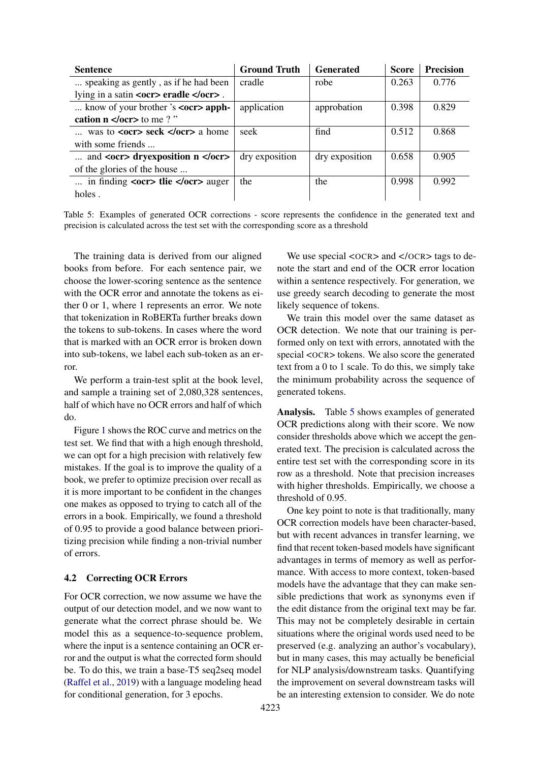| Sentence | Ground Truth | Generated | Score | Precision |
|---|---|---|---|---|
| ... speaking as gently , as if he had been lying in a satin **<ocr> eradle </ocr>** . | cradle | robe | 0.263 | 0.776 |
| ... know of your brother 's **<ocr> apph-cation n </ocr>** to me ? " | application | approbation | 0.398 | 0.829 |
| ... was to **<ocr> seck </ocr>** a home with some friends ... | seek | find | 0.512 | 0.868 |
| ... and **<ocr> dryexposition n </ocr>** of the glories of the house ... | dry exposition | dry exposition | 0.658 | 0.905 |
| ... in finding **<ocr> tlie </ocr>** auger holes . | the | the | 0.998 | 0.992 |

Table 5: Examples of generated OCR corrections - score represents the confidence in the generated text and precision is calculated across the test set with the corresponding score as a threshold

The training data is derived from our aligned books from before. For each sentence pair, we choose the lower-scoring sentence as the sentence with the OCR error and annotate the tokens as either 0 or 1, where 1 represents an error. We note that tokenization in RoBERTa further breaks down the tokens to sub-tokens. In cases where the word that is marked with an OCR error is broken down into sub-tokens, we label each sub-token as an error.

We perform a train-test split at the book level, and sample a training set of 2,080,328 sentences, half of which have no OCR errors and half of which do.

Figure 1 shows the ROC curve and metrics on the test set. We find that with a high enough threshold, we can opt for a high precision with relatively few mistakes. If the goal is to improve the quality of a book, we prefer to optimize precision over recall as it is more important to be confident in the changes one makes as opposed to trying to catch all of the errors in a book. Empirically, we found a threshold of 0.95 to provide a good balance between prioritizing precision while finding a non-trivial number of errors.

### 4.2 Correcting OCR Errors

For OCR correction, we now assume we have the output of our detection model, and we now want to generate what the correct phrase should be. We model this as a sequence-to-sequence problem, where the input is a sentence containing an OCR error and the output is what the corrected form should be. To do this, we train a base-T5 seq2seq model (Raffel et al., 2019) with a language modeling head for conditional generation, for 3 epochs.

We use special <OCR> and </OCR> tags to denote the start and end of the OCR error location within a sentence respectively. For generation, we use greedy search decoding to generate the most likely sequence of tokens.

We train this model over the same dataset as OCR detection. We note that our training is performed only on text with errors, annotated with the special <OCR> tokens. We also score the generated text from a 0 to 1 scale. To do this, we simply take the minimum probability across the sequence of generated tokens.

**Analysis.** Table 5 shows examples of generated OCR predictions along with their score. We now consider thresholds above which we accept the generated text. The precision is calculated across the entire test set with the corresponding score in its row as a threshold. Note that precision increases with higher thresholds. Empirically, we choose a threshold of 0.95.

One key point to note is that traditionally, many OCR correction models have been character-based, but with recent advances in transfer learning, we find that recent token-based models have significant advantages in terms of memory as well as performance. With access to more context, token-based models have the advantage that they can make sensible predictions that work as synonyms even if the edit distance from the original text may be far. This may not be completely desirable in certain situations where the original words used need to be preserved (e.g. analyzing an author's vocabulary), but in many cases, this may actually be beneficial for NLP analysis/downstream tasks. Quantifying the improvement on several downstream tasks will be an interesting extension to consider. We do note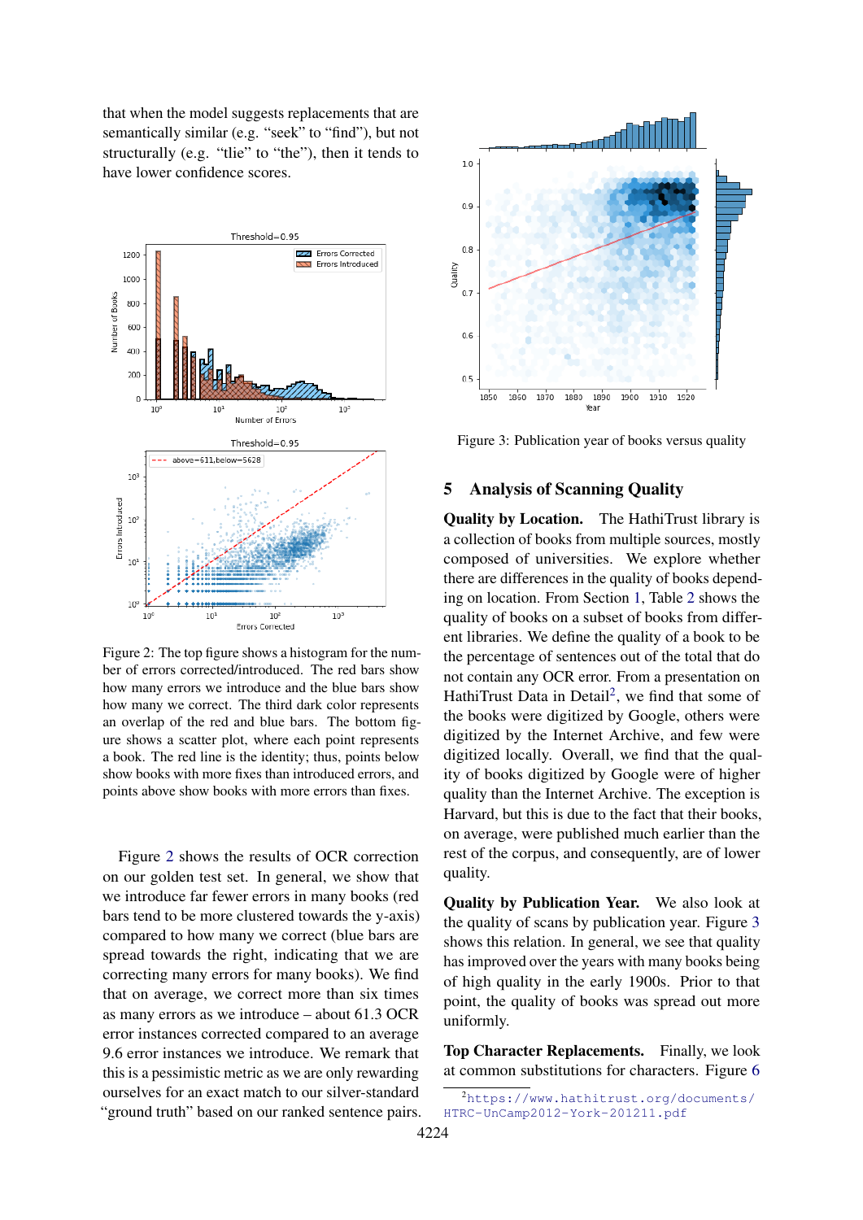that when the model suggests replacements that are semantically similar (e.g. "seek" to "find"), but not structurally (e.g. "tlie" to "the"), then it tends to have lower confidence scores.

Figure 2: The top figure shows a histogram for the number of errors corrected/introduced. The red bars show how many errors we introduce and the blue bars show how many we correct. The third dark color represents an overlap of the red and blue bars. The bottom figure shows a scatter plot, where each point represents a book. The red line is the identity; thus, points below show books with more fixes than introduced errors, and points above show books with more errors than fixes.

Figure 2 shows the results of OCR correction on our golden test set. In general, we show that we introduce far fewer errors in many books (red bars tend to be more clustered towards the y-axis) compared to how many we correct (blue bars are spread towards the right, indicating that we are correcting many errors for many books). We find that on average, we correct more than six times as many errors as we introduce – about 61.3 OCR error instances corrected compared to an average 9.6 error instances we introduce. We remark that this is a pessimistic metric as we are only rewarding ourselves for an exact match to our silver-standard "ground truth" based on our ranked sentence pairs.

Figure 3: Publication year of books versus quality

## 5 Analysis of Scanning Quality

**Quality by Location.** The HathiTrust library is a collection of books from multiple sources, mostly composed of universities. We explore whether there are differences in the quality of books depending on location. From Section 1, Table 2 shows the quality of books on a subset of books from different libraries. We define the quality of a book to be the percentage of sentences out of the total that do not contain any OCR error. From a presentation on HathiTrust Data in Detail[2], we find that some of the books were digitized by Google, others were digitized by the Internet Archive, and few were digitized locally. Overall, we find that the quality of books digitized by Google were of higher quality than the Internet Archive. The exception is Harvard, but this is due to the fact that their books, on average, were published much earlier than the rest of the corpus, and consequently, are of lower quality.

**Quality by Publication Year.** We also look at the quality of scans by publication year. Figure 3 shows this relation. In general, we see that quality has improved over the years with many books being of high quality in the early 1900s. Prior to that point, the quality of books was spread out more uniformly.

**Top Character Replacements.** Finally, we look at common substitutions for characters. Figure 6

[2] https://www.hathitrust.org/documents/HTRC-UnCamp2012-York-201211.pdf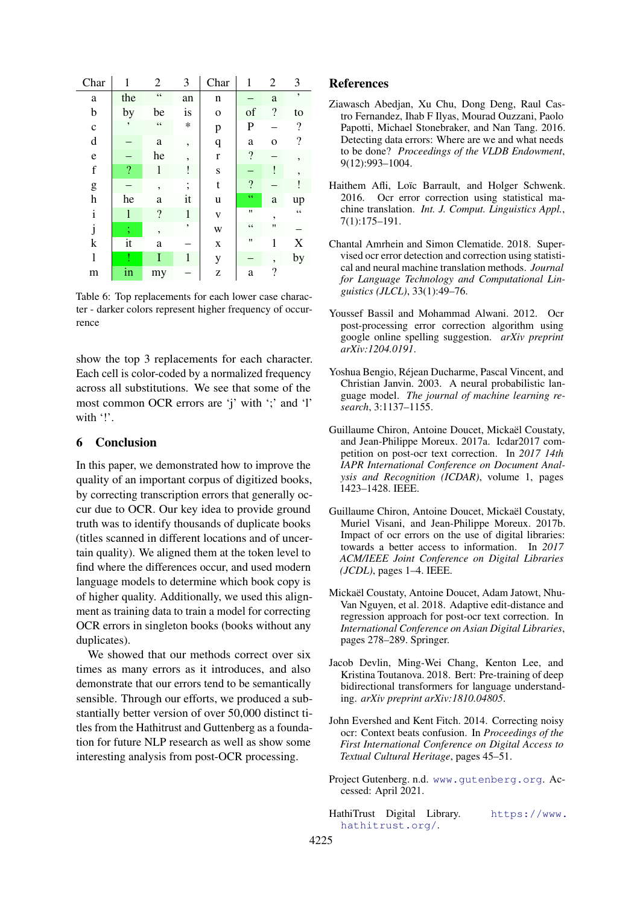| Char | 1 | 2 | 3 | Char | 1 | 2 | 3 |
|---|---|---|---|---|---|---|---|
| a | the | “ | an | n | – | a | ’ |
| b | by | be | is | o | of | ? | to |
| c | ’ | “ | * | p | P | – | ? |
| d | – | a | , | q | a | o | ? |
| e | – | he | , | r | ? | – | , |
| f | ? | l | ! | s | – | ! | , |
| g | – | , | ; | t | ? | – | ! |
| h | he | a | it | u | “ | a | up |
| i | l | ? | 1 | v | " | , | “ |
| j | ; | , | ’ | w | “ | " | – |
| k | it | a | – | x | " | 1 | X |
| l | ! | I | 1 | y | – | , | by |
| m | in | my | – | z | a | ? | |

Table 6: Top replacements for each lower case character - darker colors represent higher frequency of occurrence

show the top 3 replacements for each character. Each cell is color-coded by a normalized frequency across all substitutions. We see that some of the most common OCR errors are ‘j’ with ‘;’ and ‘l’ with ‘!’.

## 6 Conclusion

In this paper, we demonstrated how to improve the quality of an important corpus of digitized books, by correcting transcription errors that generally occur due to OCR. Our key idea to provide ground truth was to identify thousands of duplicate books (titles scanned in different locations and of uncertain quality). We aligned them at the token level to find where the differences occur, and used modern language models to determine which book copy is of higher quality. Additionally, we used this alignment as training data to train a model for correcting OCR errors in singleton books (books without any duplicates).

We showed that our methods correct over six times as many errors as it introduces, and also demonstrate that our errors tend to be semantically sensible. Through our efforts, we produced a substantially better version of over 50,000 distinct titles from the Hathitrust and Guttenberg as a foundation for future NLP research as well as show some interesting analysis from post-OCR processing.

## References

Ziawasch Abedjan, Xu Chu, Dong Deng, Raul Castro Fernandez, Ihab F Ilyas, Mourad Ouzzani, Paolo Papotti, Michael Stonebraker, and Nan Tang. 2016. Detecting data errors: Where are we and what needs to be done? *Proceedings of the VLDB Endowment*, 9(12):993–1004.

Haithem Afli, Loïc Barrault, and Holger Schwenk. 2016. Ocr error correction using statistical machine translation. *Int. J. Comput. Linguistics Appl.*, 7(1):175–191.

Chantal Amrhein and Simon Clematide. 2018. Supervised ocr error detection and correction using statistical and neural machine translation methods. *Journal for Language Technology and Computational Linguistics (JLCL)*, 33(1):49–76.

Youssef Bassil and Mohammad Alwani. 2012. Ocr post-processing error correction algorithm using google online spelling suggestion. *arXiv preprint arXiv:1204.0191*.

Yoshua Bengio, Réjean Ducharme, Pascal Vincent, and Christian Janvin. 2003. A neural probabilistic language model. *The journal of machine learning research*, 3:1137–1155.

Guillaume Chiron, Antoine Doucet, Mickaël Coustaty, and Jean-Philippe Moreux. 2017a. Icdar2017 competition on post-ocr text correction. In *2017 14th IAPR International Conference on Document Analysis and Recognition (ICDAR)*, volume 1, pages 1423–1428. IEEE.

Guillaume Chiron, Antoine Doucet, Mickaël Coustaty, Muriel Visani, and Jean-Philippe Moreux. 2017b. Impact of ocr errors on the use of digital libraries: towards a better access to information. In *2017 ACM/IEEE Joint Conference on Digital Libraries (JCDL)*, pages 1–4. IEEE.

Mickaël Coustaty, Antoine Doucet, Adam Jatowt, Nhu-Van Nguyen, et al. 2018. Adaptive edit-distance and regression approach for post-ocr text correction. In *International Conference on Asian Digital Libraries*, pages 278–289. Springer.

Jacob Devlin, Ming-Wei Chang, Kenton Lee, and Kristina Toutanova. 2018. Bert: Pre-training of deep bidirectional transformers for language understanding. *arXiv preprint arXiv:1810.04805*.

John Evershed and Kent Fitch. 2014. Correcting noisy ocr: Context beats confusion. In *Proceedings of the First International Conference on Digital Access to Textual Cultural Heritage*, pages 45–51.

Project Gutenberg. n.d. www.gutenberg.org. Accessed: April 2021.

HathiTrust Digital Library. https://www.hathitrust.org/.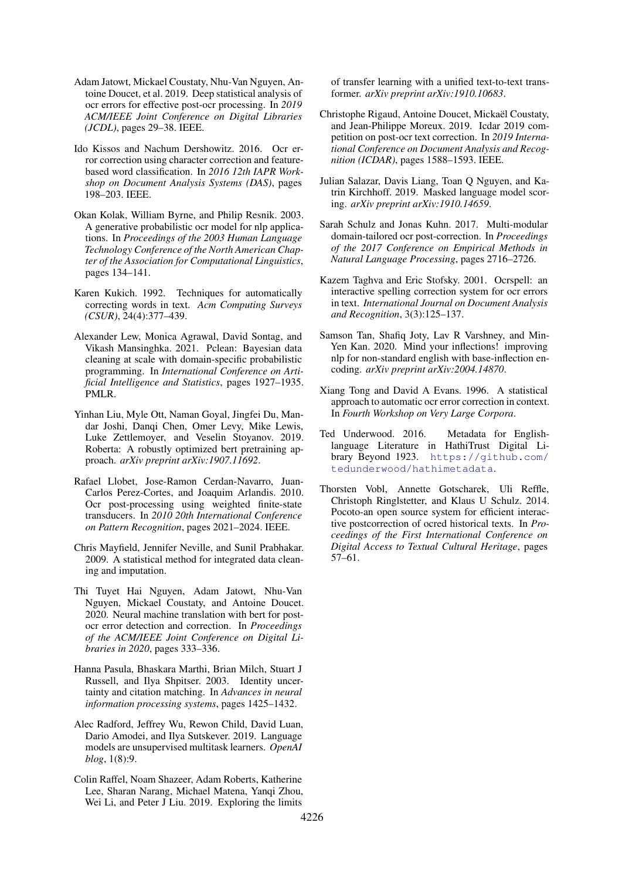Adam Jatowt, Mickael Coustaty, Nhu-Van Nguyen, Antoine Doucet, et al. 2019. Deep statistical analysis of ocr errors for effective post-ocr processing. In *2019 ACM/IEEE Joint Conference on Digital Libraries (JCDL)*, pages 29–38. IEEE.

Ido Kissos and Nachum Dershowitz. 2016. Ocr error correction using character correction and feature-based word classification. In *2016 12th IAPR Workshop on Document Analysis Systems (DAS)*, pages 198–203. IEEE.

Okan Kolak, William Byrne, and Philip Resnik. 2003. A generative probabilistic ocr model for nlp applications. In *Proceedings of the 2003 Human Language Technology Conference of the North American Chapter of the Association for Computational Linguistics*, pages 134–141.

Karen Kukich. 1992. Techniques for automatically correcting words in text. *Acm Computing Surveys (CSUR)*, 24(4):377–439.

Alexander Lew, Monica Agrawal, David Sontag, and Vikash Mansinghka. 2021. Pclean: Bayesian data cleaning at scale with domain-specific probabilistic programming. In *International Conference on Artificial Intelligence and Statistics*, pages 1927–1935. PMLR.

Yinhan Liu, Myle Ott, Naman Goyal, Jingfei Du, Mandar Joshi, Danqi Chen, Omer Levy, Mike Lewis, Luke Zettlemoyer, and Veselin Stoyanov. 2019. Roberta: A robustly optimized bert pretraining approach. *arXiv preprint arXiv:1907.11692*.

Rafael Llobet, Jose-Ramon Cerdan-Navarro, Juan-Carlos Perez-Cortes, and Joaquim Arlandis. 2010. Ocr post-processing using weighted finite-state transducers. In *2010 20th International Conference on Pattern Recognition*, pages 2021–2024. IEEE.

Chris Mayfield, Jennifer Neville, and Sunil Prabhakar. 2009. A statistical method for integrated data cleaning and imputation.

Thi Tuyet Hai Nguyen, Adam Jatowt, Nhu-Van Nguyen, Mickael Coustaty, and Antoine Doucet. 2020. Neural machine translation with bert for post-ocr error detection and correction. In *Proceedings of the ACM/IEEE Joint Conference on Digital Libraries in 2020*, pages 333–336.

Hanna Pasula, Bhaskara Marthi, Brian Milch, Stuart J Russell, and Ilya Shpitser. 2003. Identity uncertainty and citation matching. In *Advances in neural information processing systems*, pages 1425–1432.

Alec Radford, Jeffrey Wu, Rewon Child, David Luan, Dario Amodei, and Ilya Sutskever. 2019. Language models are unsupervised multitask learners. *OpenAI blog*, 1(8):9.

Colin Raffel, Noam Shazeer, Adam Roberts, Katherine Lee, Sharan Narang, Michael Matena, Yanqi Zhou, Wei Li, and Peter J Liu. 2019. Exploring the limits of transfer learning with a unified text-to-text transformer. *arXiv preprint arXiv:1910.10683*.

Christophe Rigaud, Antoine Doucet, Mickaël Coustaty, and Jean-Philippe Moreux. 2019. Icdar 2019 competition on post-ocr text correction. In *2019 International Conference on Document Analysis and Recognition (ICDAR)*, pages 1588–1593. IEEE.

Julian Salazar, Davis Liang, Toan Q Nguyen, and Katrin Kirchhoff. 2019. Masked language model scoring. *arXiv preprint arXiv:1910.14659*.

Sarah Schulz and Jonas Kuhn. 2017. Multi-modular domain-tailored ocr post-correction. In *Proceedings of the 2017 Conference on Empirical Methods in Natural Language Processing*, pages 2716–2726.

Kazem Taghva and Eric Stofsky. 2001. Ocrspell: an interactive spelling correction system for ocr errors in text. *International Journal on Document Analysis and Recognition*, 3(3):125–137.

Samson Tan, Shafiq Joty, Lav R Varshney, and Min-Yen Kan. 2020. Mind your inflections! improving nlp for non-standard english with base-inflection encoding. *arXiv preprint arXiv:2004.14870*.

Xiang Tong and David A Evans. 1996. A statistical approach to automatic ocr error correction in context. In *Fourth Workshop on Very Large Corpora*.

Ted Underwood. 2016. Metadata for English-language Literature in HathiTrust Digital Library Beyond 1923. https://github.com/tedunderwood/hathimetadata.

Thorsten Vobl, Annette Gotscharek, Uli Reffle, Christoph Ringlstetter, and Klaus U Schulz. 2014. Pocoto-an open source system for efficient interactive postcorrection of ocred historical texts. In *Proceedings of the First International Conference on Digital Access to Textual Cultural Heritage*, pages 57–61.